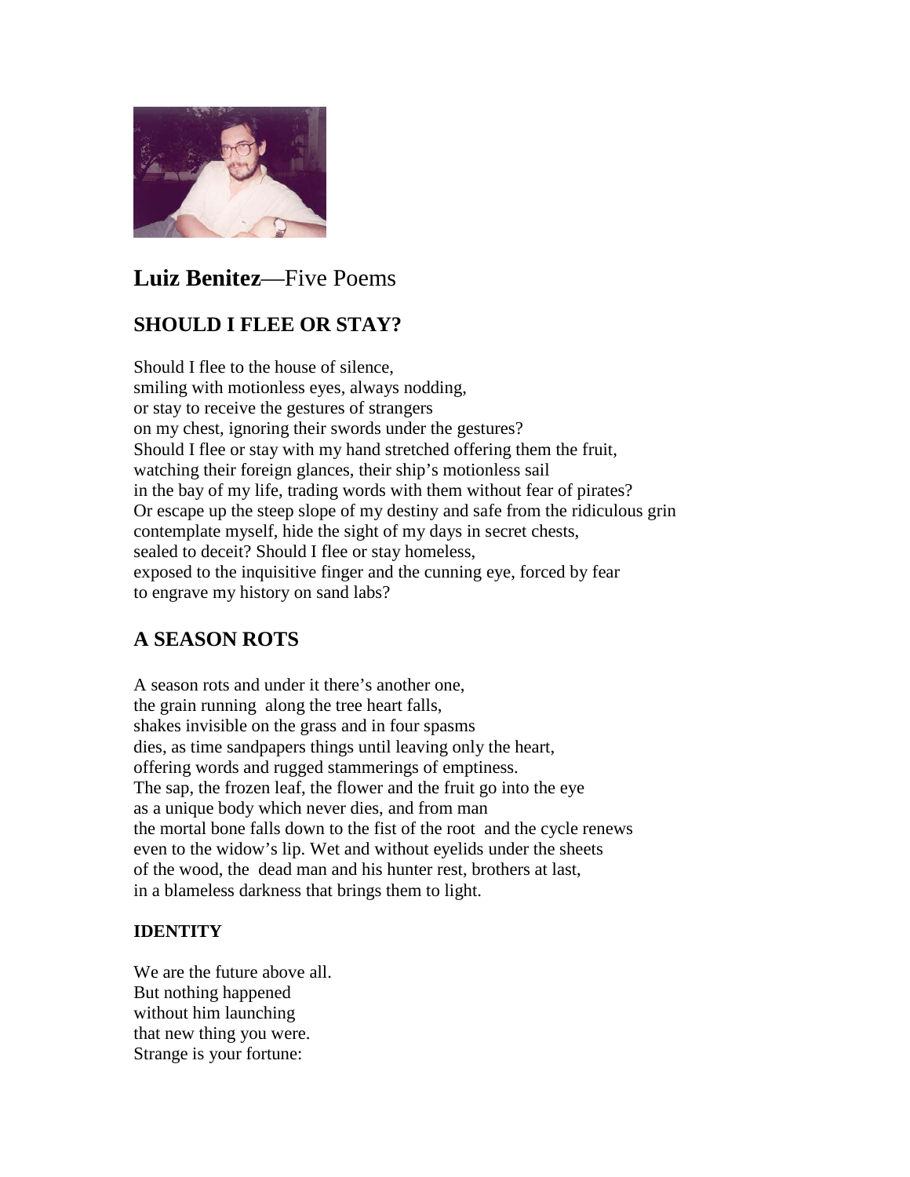# **Luiz Benitez**—Five Poems

## SHOULD I FLEE OR STAY?

Should I flee to the house of silence,
smiling with motionless eyes, always nodding,
or stay to receive the gestures of strangers
on my chest, ignoring their swords under the gestures?
Should I flee or stay with my hand stretched offering them the fruit,
watching their foreign glances, their ship's motionless sail
in the bay of my life, trading words with them without fear of pirates?
Or escape up the steep slope of my destiny and safe from the ridiculous grin
contemplate myself, hide the sight of my days in secret chests,
sealed to deceit? Should I flee or stay homeless,
exposed to the inquisitive finger and the cunning eye, forced by fear
to engrave my history on sand labs?

## A SEASON ROTS

A season rots and under it there's another one,
the grain running along the tree heart falls,
shakes invisible on the grass and in four spasms
dies, as time sandpapers things until leaving only the heart,
offering words and rugged stammerings of emptiness.
The sap, the frozen leaf, the flower and the fruit go into the eye
as a unique body which never dies, and from man
the mortal bone falls down to the fist of the root and the cycle renews
even to the widow's lip. Wet and without eyelids under the sheets
of the wood, the dead man and his hunter rest, brothers at last,
in a blameless darkness that brings them to light.

### IDENTITY

We are the future above all.
But nothing happened
without him launching
that new thing you were.
Strange is your fortune: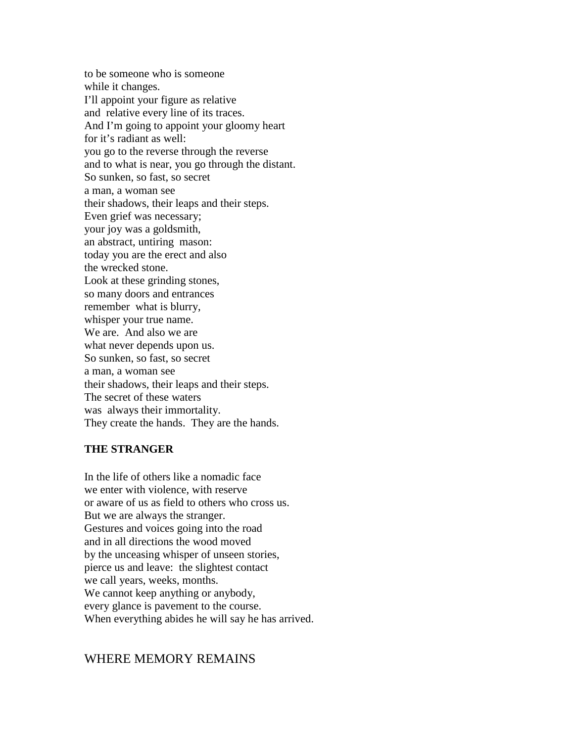to be someone who is someone
while it changes.
I'll appoint your figure as relative
and relative every line of its traces.
And I'm going to appoint your gloomy heart
for it's radiant as well:
you go to the reverse through the reverse
and to what is near, you go through the distant.
So sunken, so fast, so secret
a man, a woman see
their shadows, their leaps and their steps.
Even grief was necessary;
your joy was a goldsmith,
an abstract, untiring mason:
today you are the erect and also
the wrecked stone.
Look at these grinding stones,
so many doors and entrances
remember what is blurry,
whisper your true name.
We are. And also we are
what never depends upon us.
So sunken, so fast, so secret
a man, a woman see
their shadows, their leaps and their steps.
The secret of these waters
was always their immortality.
They create the hands. They are the hands.

**THE STRANGER**

In the life of others like a nomadic face
we enter with violence, with reserve
or aware of us as field to others who cross us.
But we are always the stranger.
Gestures and voices going into the road
and in all directions the wood moved
by the unceasing whisper of unseen stories,
pierce us and leave: the slightest contact
we call years, weeks, months.
We cannot keep anything or anybody,
every glance is pavement to the course.
When everything abides he will say he has arrived.

# WHERE MEMORY REMAINS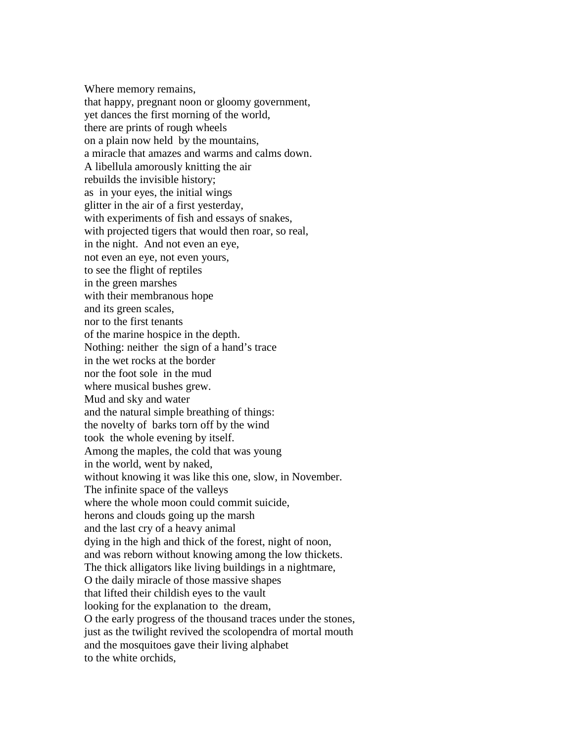Where memory remains,  
that happy, pregnant noon or gloomy government,  
yet dances the first morning of the world,  
there are prints of rough wheels  
on a plain now held by the mountains,  
a miracle that amazes and warms and calms down.  
A libellula amorously knitting the air  
rebuilds the invisible history;  
as in your eyes, the initial wings  
glitter in the air of a first yesterday,  
with experiments of fish and essays of snakes,  
with projected tigers that would then roar, so real,  
in the night. And not even an eye,  
not even an eye, not even yours,  
to see the flight of reptiles  
in the green marshes  
with their membranous hope  
and its green scales,  
nor to the first tenants  
of the marine hospice in the depth.  
Nothing: neither the sign of a hand's trace  
in the wet rocks at the border  
nor the foot sole in the mud  
where musical bushes grew.  
Mud and sky and water  
and the natural simple breathing of things:  
the novelty of barks torn off by the wind  
took the whole evening by itself.  
Among the maples, the cold that was young  
in the world, went by naked,  
without knowing it was like this one, slow, in November.  
The infinite space of the valleys  
where the whole moon could commit suicide,  
herons and clouds going up the marsh  
and the last cry of a heavy animal  
dying in the high and thick of the forest, night of noon,  
and was reborn without knowing among the low thickets.  
The thick alligators like living buildings in a nightmare,  
O the daily miracle of those massive shapes  
that lifted their childish eyes to the vault  
looking for the explanation to the dream,  
O the early progress of the thousand traces under the stones,  
just as the twilight revived the scolopendra of mortal mouth  
and the mosquitoes gave their living alphabet  
to the white orchids,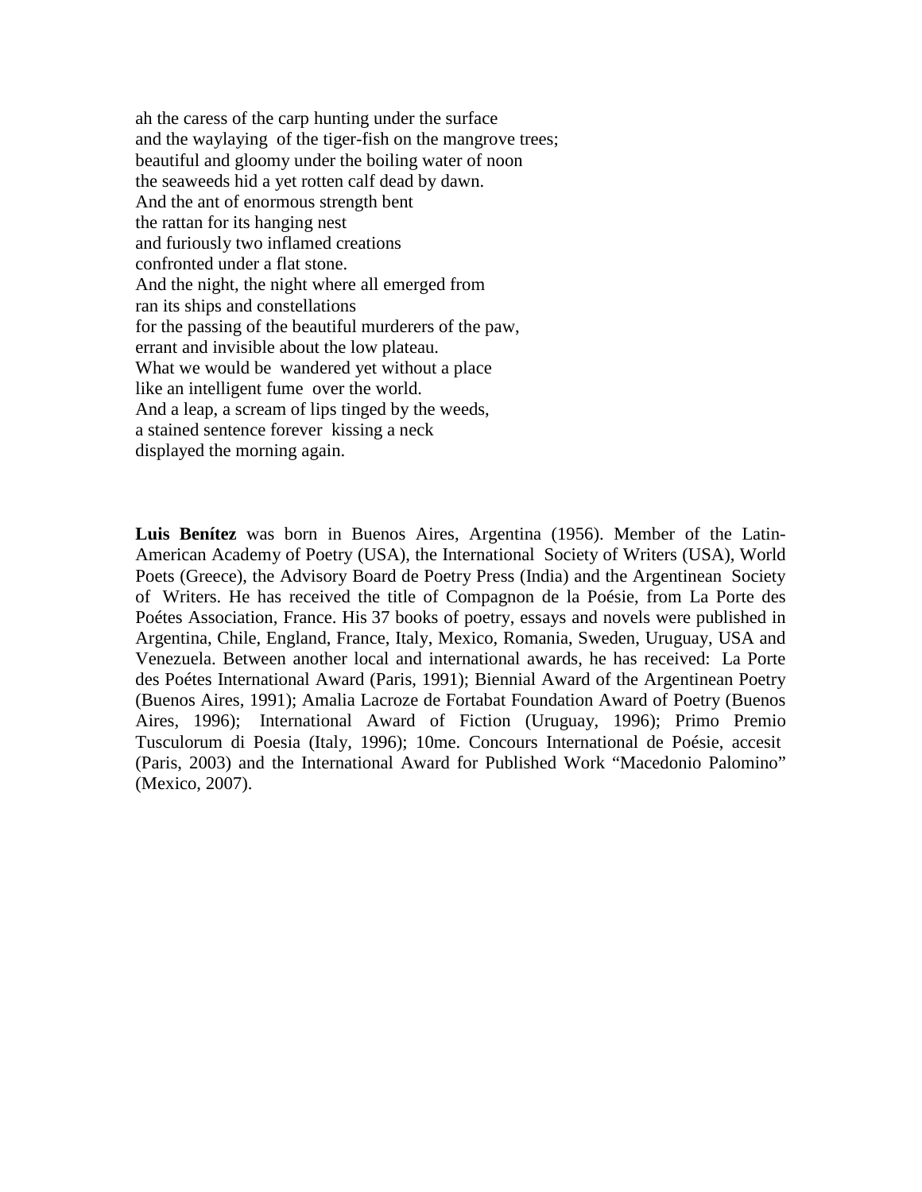ah the caress of the carp hunting under the surface
and the waylaying of the tiger-fish on the mangrove trees;
beautiful and gloomy under the boiling water of noon
the seaweeds hid a yet rotten calf dead by dawn.
And the ant of enormous strength bent
the rattan for its hanging nest
and furiously two inflamed creations
confronted under a flat stone.
And the night, the night where all emerged from
ran its ships and constellations
for the passing of the beautiful murderers of the paw,
errant and invisible about the low plateau.
What we would be wandered yet without a place
like an intelligent fume over the world.
And a leap, a scream of lips tinged by the weeds,
a stained sentence forever kissing a neck
displayed the morning again.

**Luis Benítez** was born in Buenos Aires, Argentina (1956). Member of the Latin-American Academy of Poetry (USA), the International Society of Writers (USA), World Poets (Greece), the Advisory Board de Poetry Press (India) and the Argentinean Society of Writers. He has received the title of Compagnon de la Poésie, from La Porte des Poétes Association, France. His 37 books of poetry, essays and novels were published in Argentina, Chile, England, France, Italy, Mexico, Romania, Sweden, Uruguay, USA and Venezuela. Between another local and international awards, he has received: La Porte des Poétes International Award (Paris, 1991); Biennial Award of the Argentinean Poetry (Buenos Aires, 1991); Amalia Lacroze de Fortabat Foundation Award of Poetry (Buenos Aires, 1996); International Award of Fiction (Uruguay, 1996); Primo Premio Tusculorum di Poesia (Italy, 1996); 10me. Concours International de Poésie, accesit (Paris, 2003) and the International Award for Published Work "Macedonio Palomino" (Mexico, 2007).